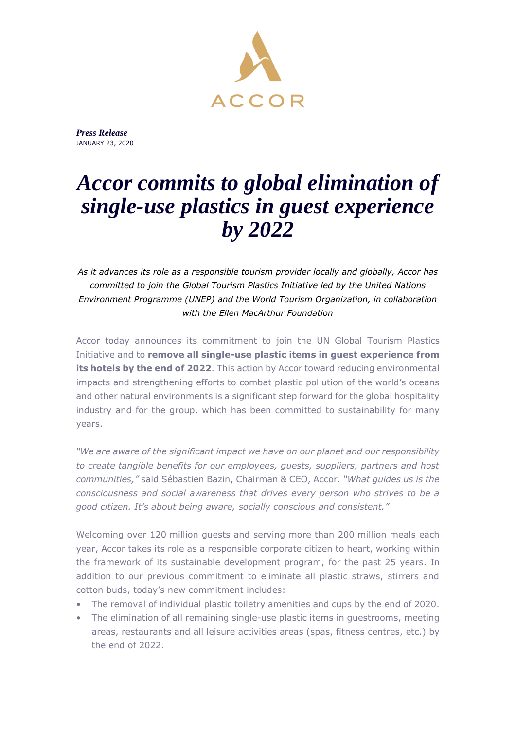ACCOR

***Press Release***
JANUARY 23, 2020

# *Accor commits to global elimination of single-use plastics in guest experience by 2022*

*As it advances its role as a responsible tourism provider locally and globally, Accor has committed to join the Global Tourism Plastics Initiative led by the United Nations Environment Programme (UNEP) and the World Tourism Organization, in collaboration with the Ellen MacArthur Foundation*

Accor today announces its commitment to join the UN Global Tourism Plastics Initiative and to **remove all single-use plastic items in guest experience from its hotels by the end of 2022**. This action by Accor toward reducing environmental impacts and strengthening efforts to combat plastic pollution of the world's oceans and other natural environments is a significant step forward for the global hospitality industry and for the group, which has been committed to sustainability for many years.

*"We are aware of the significant impact we have on our planet and our responsibility to create tangible benefits for our employees, guests, suppliers, partners and host communities,"* said Sébastien Bazin, Chairman & CEO, Accor. *"What guides us is the consciousness and social awareness that drives every person who strives to be a good citizen. It's about being aware, socially conscious and consistent."*

Welcoming over 120 million guests and serving more than 200 million meals each year, Accor takes its role as a responsible corporate citizen to heart, working within the framework of its sustainable development program, for the past 25 years. In addition to our previous commitment to eliminate all plastic straws, stirrers and cotton buds, today's new commitment includes:

- The removal of individual plastic toiletry amenities and cups by the end of 2020.
- The elimination of all remaining single-use plastic items in guestrooms, meeting areas, restaurants and all leisure activities areas (spas, fitness centres, etc.) by the end of 2022.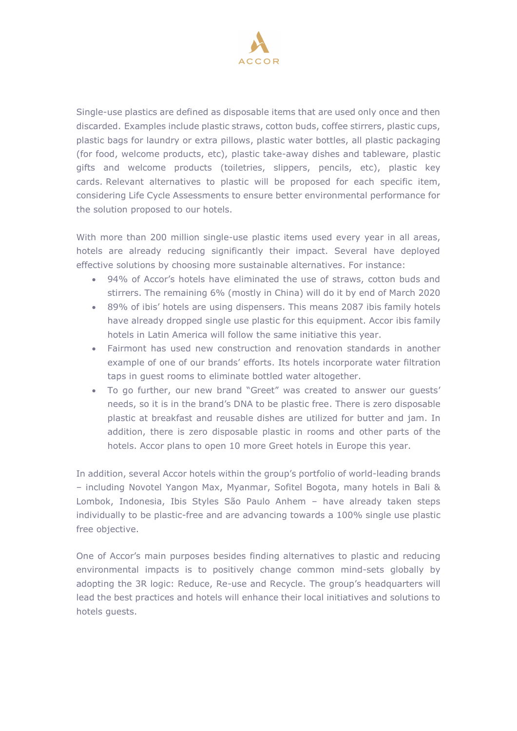Single-use plastics are defined as disposable items that are used only once and then discarded. Examples include plastic straws, cotton buds, coffee stirrers, plastic cups, plastic bags for laundry or extra pillows, plastic water bottles, all plastic packaging (for food, welcome products, etc), plastic take-away dishes and tableware, plastic gifts and welcome products (toiletries, slippers, pencils, etc), plastic key cards. Relevant alternatives to plastic will be proposed for each specific item, considering Life Cycle Assessments to ensure better environmental performance for the solution proposed to our hotels.

With more than 200 million single-use plastic items used every year in all areas, hotels are already reducing significantly their impact. Several have deployed effective solutions by choosing more sustainable alternatives. For instance:

- 94% of Accor's hotels have eliminated the use of straws, cotton buds and stirrers. The remaining 6% (mostly in China) will do it by end of March 2020
- 89% of ibis' hotels are using dispensers. This means 2087 ibis family hotels have already dropped single use plastic for this equipment. Accor ibis family hotels in Latin America will follow the same initiative this year.
- Fairmont has used new construction and renovation standards in another example of one of our brands' efforts. Its hotels incorporate water filtration taps in guest rooms to eliminate bottled water altogether.
- To go further, our new brand "Greet" was created to answer our guests' needs, so it is in the brand's DNA to be plastic free. There is zero disposable plastic at breakfast and reusable dishes are utilized for butter and jam. In addition, there is zero disposable plastic in rooms and other parts of the hotels. Accor plans to open 10 more Greet hotels in Europe this year.

In addition, several Accor hotels within the group's portfolio of world-leading brands – including Novotel Yangon Max, Myanmar, Sofitel Bogota, many hotels in Bali & Lombok, Indonesia, Ibis Styles São Paulo Anhem – have already taken steps individually to be plastic-free and are advancing towards a 100% single use plastic free objective.

One of Accor's main purposes besides finding alternatives to plastic and reducing environmental impacts is to positively change common mind-sets globally by adopting the 3R logic: Reduce, Re-use and Recycle. The group's headquarters will lead the best practices and hotels will enhance their local initiatives and solutions to hotels guests.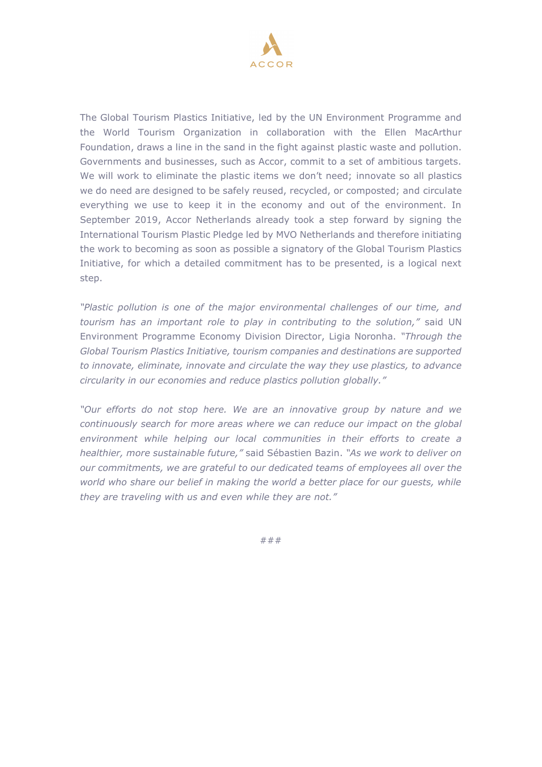The Global Tourism Plastics Initiative, led by the UN Environment Programme and the World Tourism Organization in collaboration with the Ellen MacArthur Foundation, draws a line in the sand in the fight against plastic waste and pollution. Governments and businesses, such as Accor, commit to a set of ambitious targets. We will work to eliminate the plastic items we don't need; innovate so all plastics we do need are designed to be safely reused, recycled, or composted; and circulate everything we use to keep it in the economy and out of the environment. In September 2019, Accor Netherlands already took a step forward by signing the International Tourism Plastic Pledge led by MVO Netherlands and therefore initiating the work to becoming as soon as possible a signatory of the Global Tourism Plastics Initiative, for which a detailed commitment has to be presented, is a logical next step.

*"Plastic pollution is one of the major environmental challenges of our time, and tourism has an important role to play in contributing to the solution,"* said UN Environment Programme Economy Division Director, Ligia Noronha. *"Through the Global Tourism Plastics Initiative, tourism companies and destinations are supported to innovate, eliminate, innovate and circulate the way they use plastics, to advance circularity in our economies and reduce plastics pollution globally."*

*"Our efforts do not stop here. We are an innovative group by nature and we continuously search for more areas where we can reduce our impact on the global environment while helping our local communities in their efforts to create a healthier, more sustainable future,"* said Sébastien Bazin. *"As we work to deliver on our commitments, we are grateful to our dedicated teams of employees all over the world who share our belief in making the world a better place for our guests, while they are traveling with us and even while they are not."*

###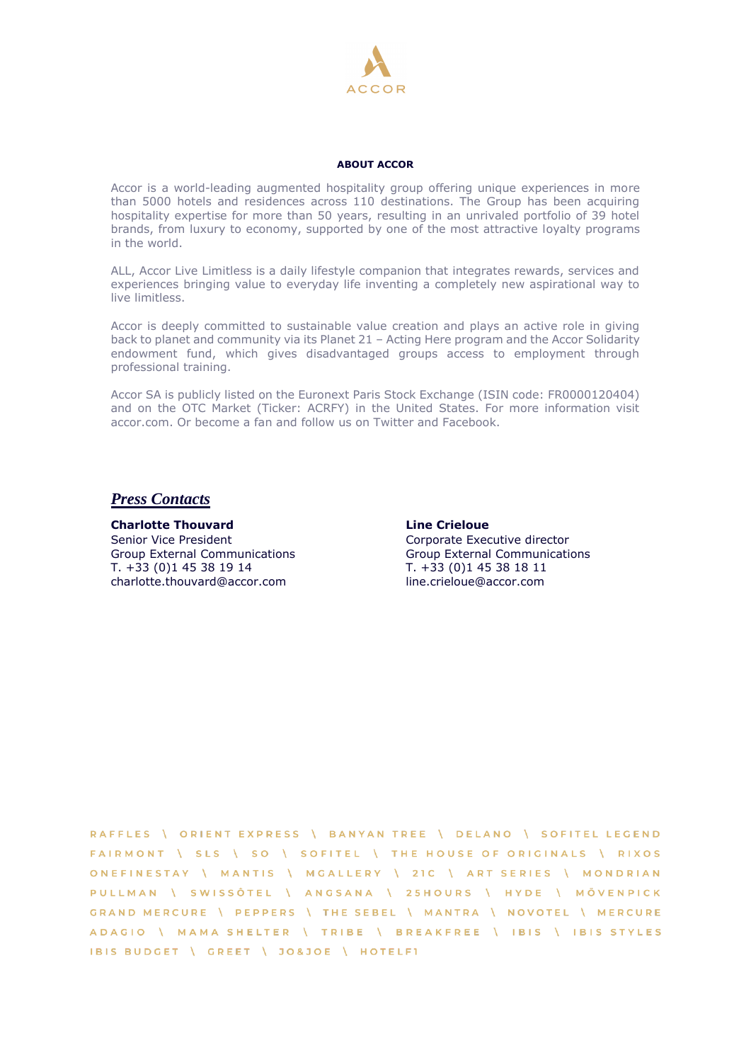ACCOR

**ABOUT ACCOR**

Accor is a world-leading augmented hospitality group offering unique experiences in more than 5000 hotels and residences across 110 destinations. The Group has been acquiring hospitality expertise for more than 50 years, resulting in an unrivaled portfolio of 39 hotel brands, from luxury to economy, supported by one of the most attractive loyalty programs in the world.

ALL, Accor Live Limitless is a daily lifestyle companion that integrates rewards, services and experiences bringing value to everyday life inventing a completely new aspirational way to live limitless.

Accor is deeply committed to sustainable value creation and plays an active role in giving back to planet and community via its Planet 21 – Acting Here program and the Accor Solidarity endowment fund, which gives disadvantaged groups access to employment through professional training.

Accor SA is publicly listed on the Euronext Paris Stock Exchange (ISIN code: FR0000120404) and on the OTC Market (Ticker: ACRFY) in the United States. For more information visit accor.com. Or become a fan and follow us on Twitter and Facebook.

***Press Contacts***

**Charlotte Thouvard**
Senior Vice President
Group External Communications
T. +33 (0)1 45 38 19 14
charlotte.thouvard@accor.com

**Line Crieloue**
Corporate Executive director
Group External Communications
T. +33 (0)1 45 38 18 11
line.crieloue@accor.com

RAFFLES \ ORIENT EXPRESS \ BANYAN TREE \ DELANO \ SOFITEL LEGEND
FAIRMONT \ SLS \ SO \ SOFITEL \ THE HOUSE OF ORIGINALS \ RIXOS
ONEFINESTAY \ MANTIS \ MGALLERY \ 21C \ ART SERIES \ MONDRIAN
PULLMAN \ SWISSÔTEL \ ANGSANA \ 25HOURS \ HYDE \ MÖVENPICK
GRAND MERCURE \ PEPPERS \ THE SEBEL \ MANTRA \ NOVOTEL \ MERCURE
ADAGIO \ MAMA SHELTER \ TRIBE \ BREAKFREE \ IBIS \ IBIS STYLES
IBIS BUDGET \ GREET \ JO&JOE \ HOTELF1